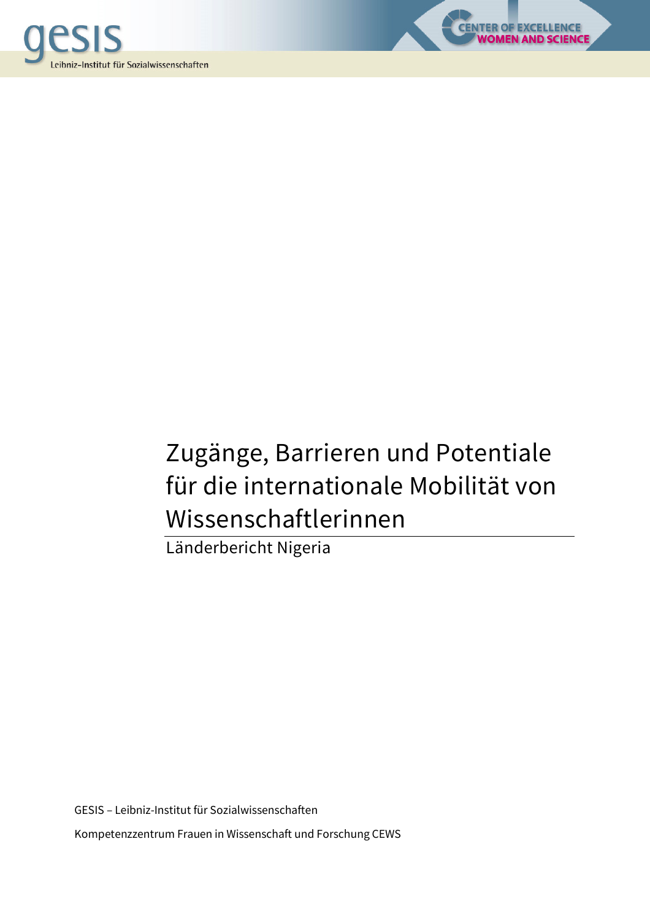# Zugänge, Barrieren und Potentiale für die internationale Mobilität von Wissenschaftlerinnen

## Länderbericht Nigeria

GESIS – Leibniz-Institut für Sozialwissenschaften

Kompetenzzentrum Frauen in Wissenschaft und Forschung CEWS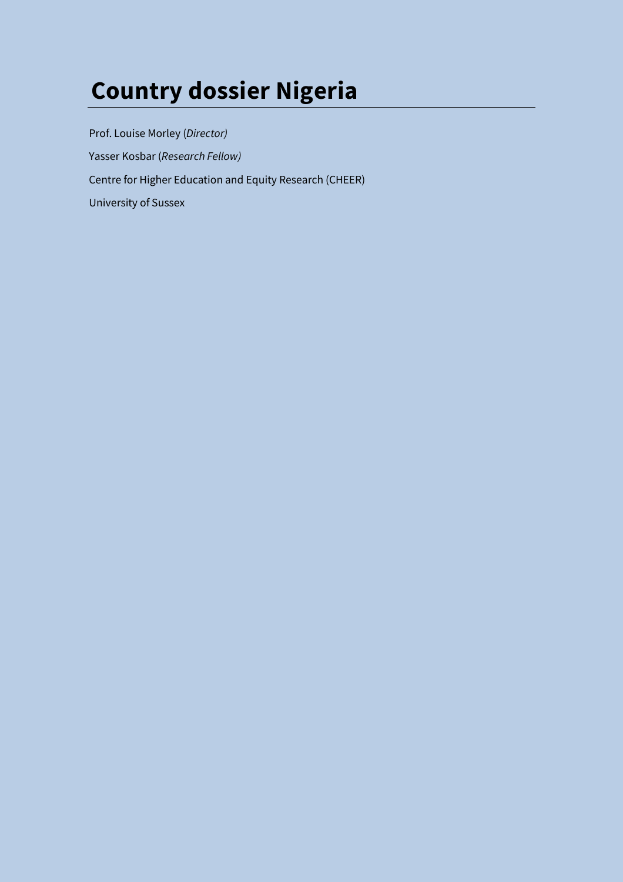# Country dossier Nigeria

Prof. Louise Morley (*Director)*

Yasser Kosbar (*Research Fellow)*

Centre for Higher Education and Equity Research (CHEER)

University of Sussex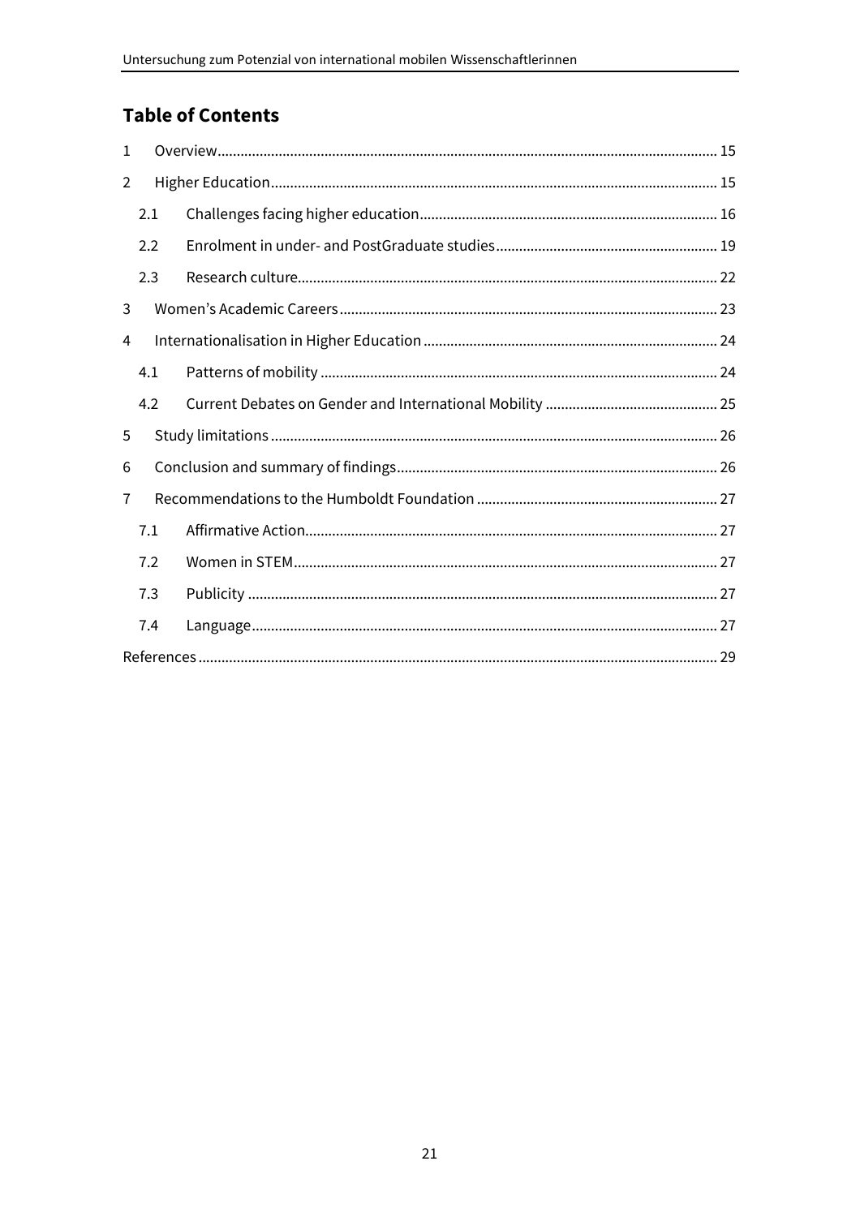## Table of Contents

1 Overview ... 15

2 Higher Education ... 15

- 2.1 Challenges facing higher education ... 16
- 2.2 Enrolment in under- and PostGraduate studies ... 19
- 2.3 Research culture ... 22

3 Women's Academic Careers ... 23

4 Internationalisation in Higher Education ... 24

- 4.1 Patterns of mobility ... 24
- 4.2 Current Debates on Gender and International Mobility ... 25

5 Study limitations ... 26

6 Conclusion and summary of findings ... 26

7 Recommendations to the Humboldt Foundation ... 27

- 7.1 Affirmative Action ... 27
- 7.2 Women in STEM ... 27
- 7.3 Publicity ... 27
- 7.4 Language ... 27

References ... 29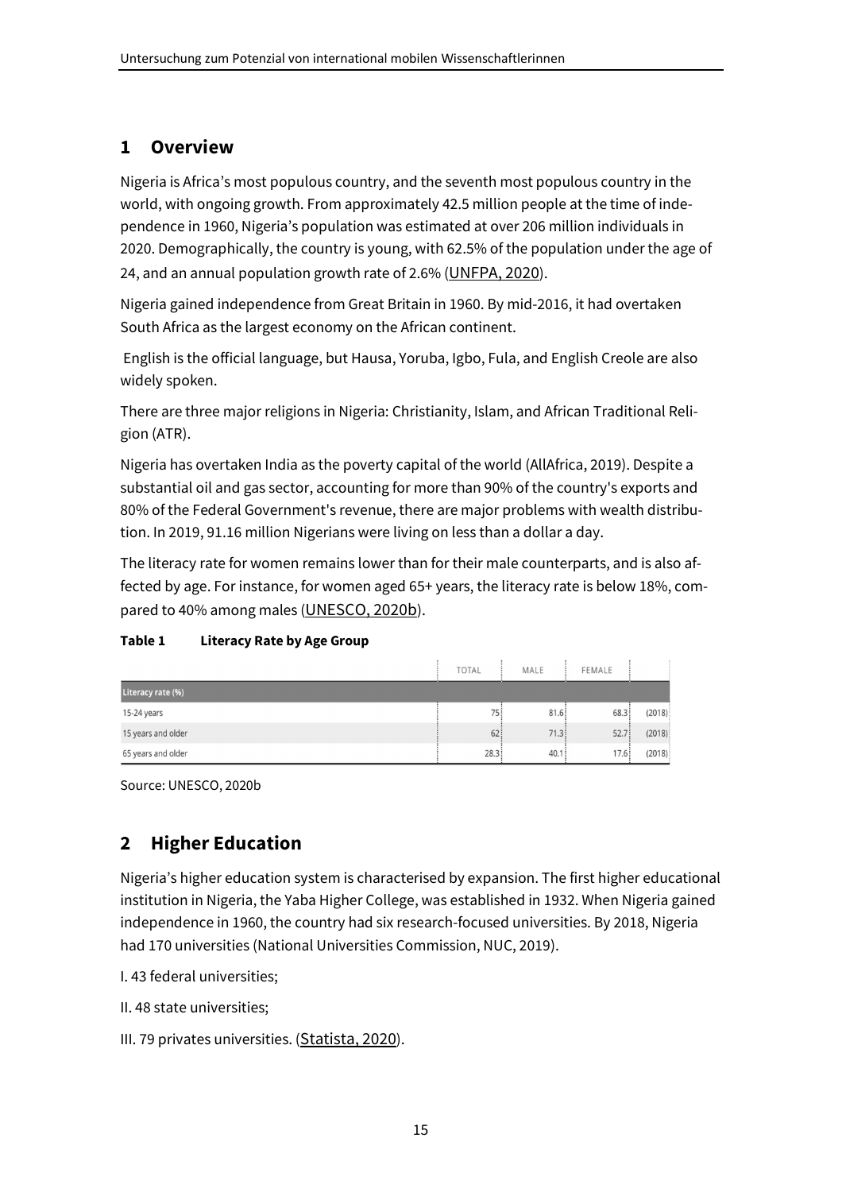# 1 Overview

Nigeria is Africa's most populous country, and the seventh most populous country in the world, with ongoing growth. From approximately 42.5 million people at the time of independence in 1960, Nigeria's population was estimated at over 206 million individuals in 2020. Demographically, the country is young, with 62.5% of the population under the age of 24, and an annual population growth rate of 2.6% (UNFPA, 2020).

Nigeria gained independence from Great Britain in 1960. By mid-2016, it had overtaken South Africa as the largest economy on the African continent.

English is the official language, but Hausa, Yoruba, Igbo, Fula, and English Creole are also widely spoken.

There are three major religions in Nigeria: Christianity, Islam, and African Traditional Religion (ATR).

Nigeria has overtaken India as the poverty capital of the world (AllAfrica, 2019). Despite a substantial oil and gas sector, accounting for more than 90% of the country's exports and 80% of the Federal Government's revenue, there are major problems with wealth distribution. In 2019, 91.16 million Nigerians were living on less than a dollar a day.

The literacy rate for women remains lower than for their male counterparts, and is also affected by age. For instance, for women aged 65+ years, the literacy rate is below 18%, compared to 40% among males (UNESCO, 2020b).

**Table 1 Literacy Rate by Age Group**

| | TOTAL | MALE | FEMALE | |
|---|---|---|---|---|
| **Literacy rate (%)** | | | | |
| 15-24 years | 75 | 81.6 | 68.3 | (2018) |
| 15 years and older | 62 | 71.3 | 52.7 | (2018) |
| 65 years and older | 28.3 | 40.1 | 17.6 | (2018) |

Source: UNESCO, 2020b

# 2 Higher Education

Nigeria's higher education system is characterised by expansion. The first higher educational institution in Nigeria, the Yaba Higher College, was established in 1932. When Nigeria gained independence in 1960, the country had six research-focused universities. By 2018, Nigeria had 170 universities (National Universities Commission, NUC, 2019).

I. 43 federal universities;

II. 48 state universities;

III. 79 privates universities. (Statista, 2020).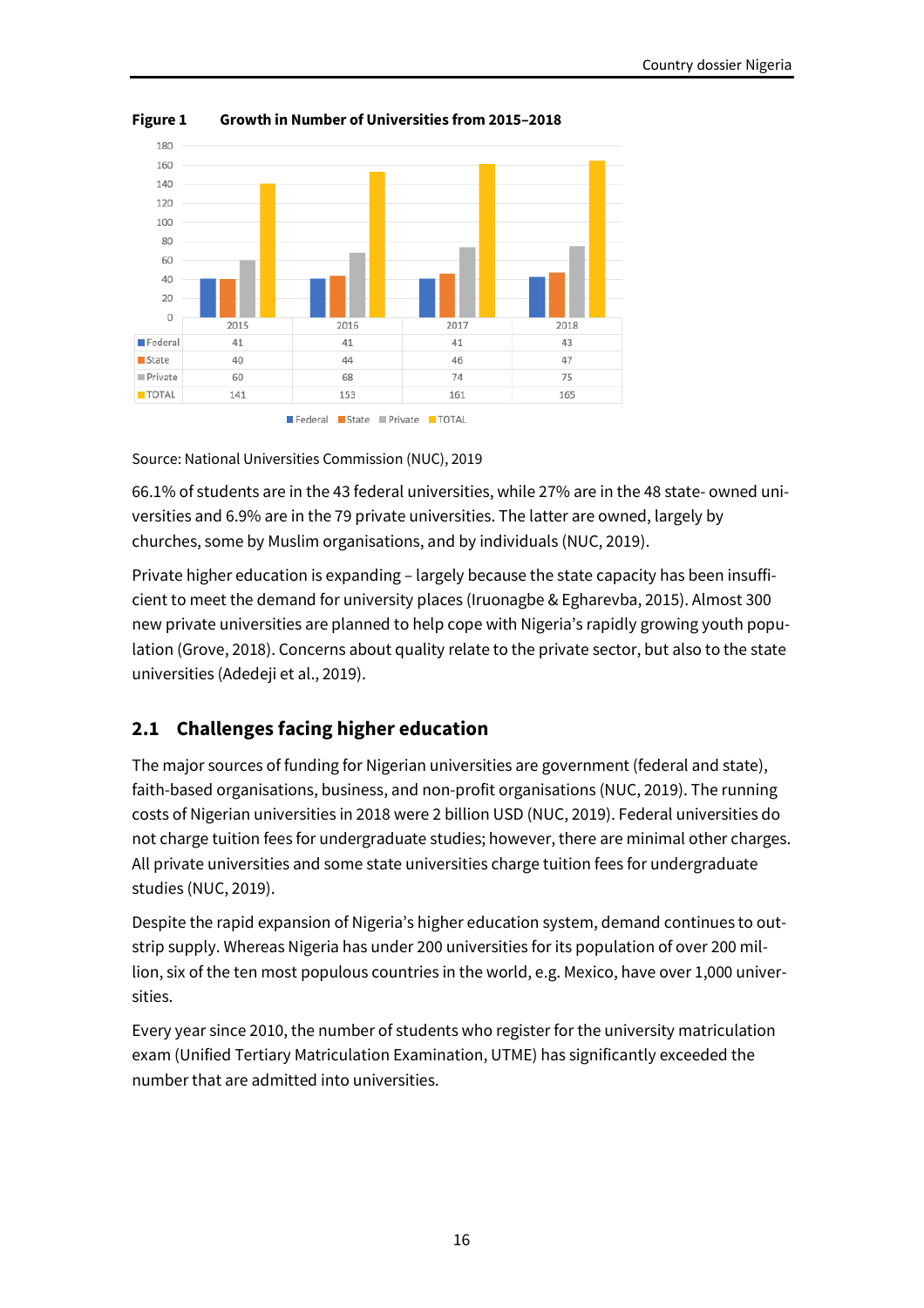**Figure 1** Growth in Number of Universities from 2015–2018

| | 2015 | 2016 | 2017 | 2018 |
|---|---|---|---|---|
| Federal | 41 | 41 | 41 | 43 |
| State | 40 | 44 | 46 | 47 |
| Private | 60 | 68 | 74 | 75 |
| TOTAL | 141 | 153 | 161 | 165 |

Source: National Universities Commission (NUC), 2019

66.1% of students are in the 43 federal universities, while 27% are in the 48 state- owned universities and 6.9% are in the 79 private universities. The latter are owned, largely by churches, some by Muslim organisations, and by individuals (NUC, 2019).

Private higher education is expanding – largely because the state capacity has been insufficient to meet the demand for university places (Iruonagbe & Egharevba, 2015). Almost 300 new private universities are planned to help cope with Nigeria's rapidly growing youth population (Grove, 2018). Concerns about quality relate to the private sector, but also to the state universities (Adedeji et al., 2019).

## 2.1 Challenges facing higher education

The major sources of funding for Nigerian universities are government (federal and state), faith-based organisations, business, and non-profit organisations (NUC, 2019). The running costs of Nigerian universities in 2018 were 2 billion USD (NUC, 2019). Federal universities do not charge tuition fees for undergraduate studies; however, there are minimal other charges. All private universities and some state universities charge tuition fees for undergraduate studies (NUC, 2019).

Despite the rapid expansion of Nigeria's higher education system, demand continues to outstrip supply. Whereas Nigeria has under 200 universities for its population of over 200 million, six of the ten most populous countries in the world, e.g. Mexico, have over 1,000 universities.

Every year since 2010, the number of students who register for the university matriculation exam (Unified Tertiary Matriculation Examination, UTME) has significantly exceeded the number that are admitted into universities.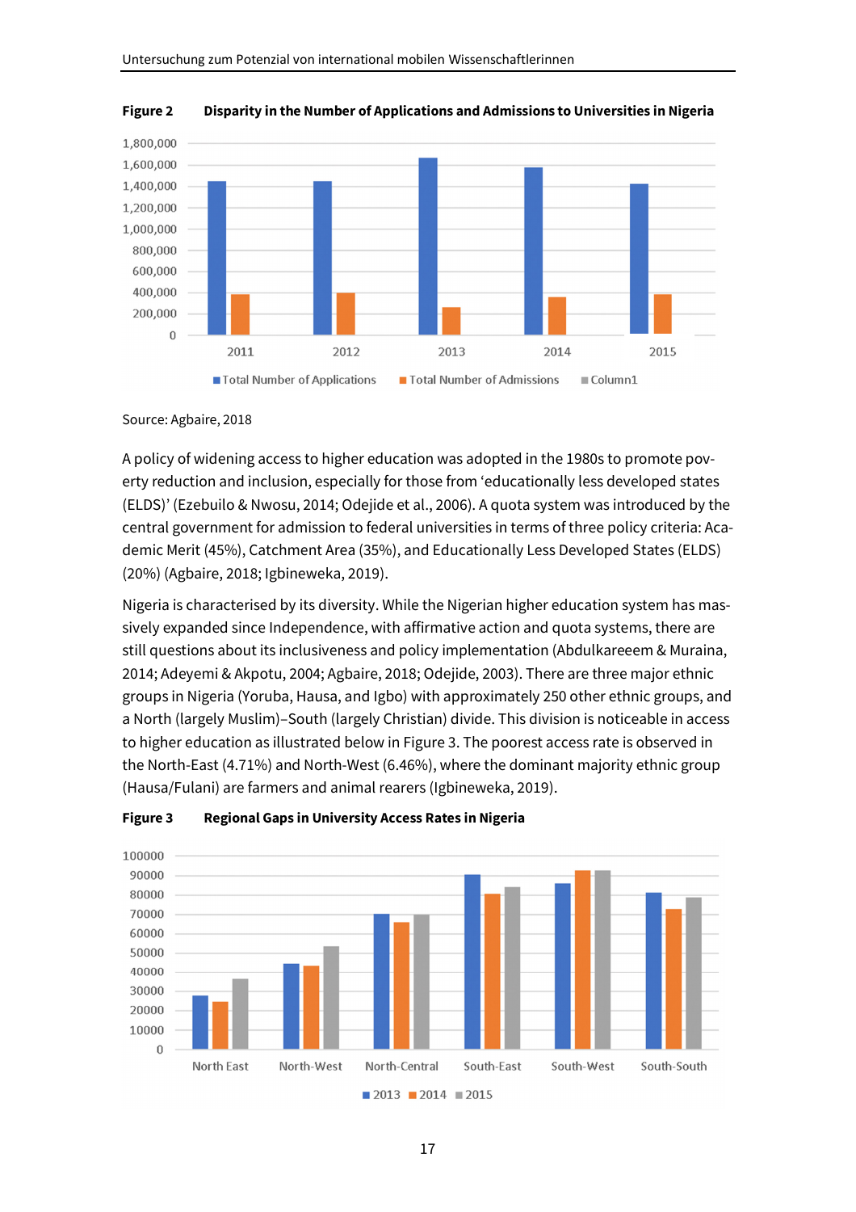**Figure 2 Disparity in the Number of Applications and Admissions to Universities in Nigeria**

Source: Agbaire, 2018

A policy of widening access to higher education was adopted in the 1980s to promote poverty reduction and inclusion, especially for those from 'educationally less developed states (ELDS)' (Ezebuilo & Nwosu, 2014; Odejide et al., 2006). A quota system was introduced by the central government for admission to federal universities in terms of three policy criteria: Academic Merit (45%), Catchment Area (35%), and Educationally Less Developed States (ELDS) (20%) (Agbaire, 2018; Igbineweka, 2019).

Nigeria is characterised by its diversity. While the Nigerian higher education system has massively expanded since Independence, with affirmative action and quota systems, there are still questions about its inclusiveness and policy implementation (Abdulkareeem & Muraina, 2014; Adeyemi & Akpotu, 2004; Agbaire, 2018; Odejide, 2003). There are three major ethnic groups in Nigeria (Yoruba, Hausa, and Igbo) with approximately 250 other ethnic groups, and a North (largely Muslim)–South (largely Christian) divide. This division is noticeable in access to higher education as illustrated below in Figure 3. The poorest access rate is observed in the North-East (4.71%) and North-West (6.46%), where the dominant majority ethnic group (Hausa/Fulani) are farmers and animal rearers (Igbineweka, 2019).

**Figure 3 Regional Gaps in University Access Rates in Nigeria**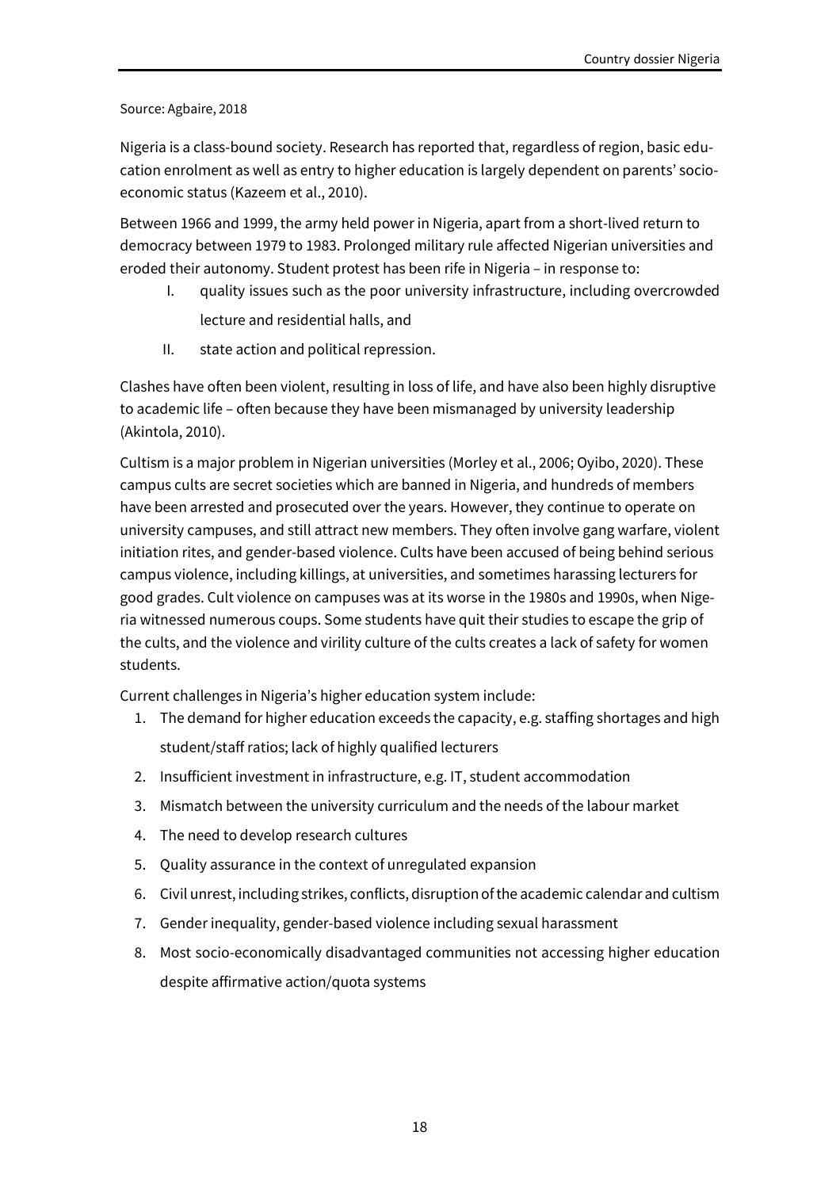Source: Agbaire, 2018

Nigeria is a class-bound society. Research has reported that, regardless of region, basic education enrolment as well as entry to higher education is largely dependent on parents' socio-economic status (Kazeem et al., 2010).

Between 1966 and 1999, the army held power in Nigeria, apart from a short-lived return to democracy between 1979 to 1983. Prolonged military rule affected Nigerian universities and eroded their autonomy. Student protest has been rife in Nigeria – in response to:

I. quality issues such as the poor university infrastructure, including overcrowded lecture and residential halls, and
II. state action and political repression.

Clashes have often been violent, resulting in loss of life, and have also been highly disruptive to academic life – often because they have been mismanaged by university leadership (Akintola, 2010).

Cultism is a major problem in Nigerian universities (Morley et al., 2006; Oyibo, 2020). These campus cults are secret societies which are banned in Nigeria, and hundreds of members have been arrested and prosecuted over the years. However, they continue to operate on university campuses, and still attract new members. They often involve gang warfare, violent initiation rites, and gender-based violence. Cults have been accused of being behind serious campus violence, including killings, at universities, and sometimes harassing lecturers for good grades. Cult violence on campuses was at its worse in the 1980s and 1990s, when Nigeria witnessed numerous coups. Some students have quit their studies to escape the grip of the cults, and the violence and virility culture of the cults creates a lack of safety for women students.

Current challenges in Nigeria's higher education system include:

1. The demand for higher education exceeds the capacity, e.g. staffing shortages and high student/staff ratios; lack of highly qualified lecturers
2. Insufficient investment in infrastructure, e.g. IT, student accommodation
3. Mismatch between the university curriculum and the needs of the labour market
4. The need to develop research cultures
5. Quality assurance in the context of unregulated expansion
6. Civil unrest, including strikes, conflicts, disruption of the academic calendar and cultism
7. Gender inequality, gender-based violence including sexual harassment
8. Most socio-economically disadvantaged communities not accessing higher education despite affirmative action/quota systems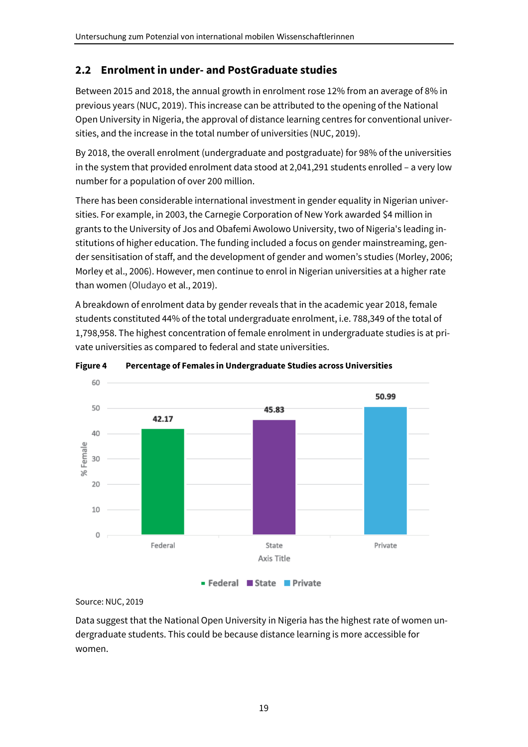## 2.2 Enrolment in under- and PostGraduate studies

Between 2015 and 2018, the annual growth in enrolment rose 12% from an average of 8% in previous years (NUC, 2019). This increase can be attributed to the opening of the National Open University in Nigeria, the approval of distance learning centres for conventional universities, and the increase in the total number of universities (NUC, 2019).

By 2018, the overall enrolment (undergraduate and postgraduate) for 98% of the universities in the system that provided enrolment data stood at 2,041,291 students enrolled – a very low number for a population of over 200 million.

There has been considerable international investment in gender equality in Nigerian universities. For example, in 2003, the Carnegie Corporation of New York awarded $4 million in grants to the University of Jos and Obafemi Awolowo University, two of Nigeria's leading institutions of higher education. The funding included a focus on gender mainstreaming, gender sensitisation of staff, and the development of gender and women's studies (Morley, 2006; Morley et al., 2006). However, men continue to enrol in Nigerian universities at a higher rate than women (Oludayo et al., 2019).

A breakdown of enrolment data by gender reveals that in the academic year 2018, female students constituted 44% of the total undergraduate enrolment, i.e. 788,349 of the total of 1,798,958. The highest concentration of female enrolment in undergraduate studies is at private universities as compared to federal and state universities.

**Figure 4 Percentage of Females in Undergraduate Studies across Universities**

| | % Female |
|---|---|
| Federal | 42.17 |
| State | 45.83 |
| Private | 50.99 |

Source: NUC, 2019

Data suggest that the National Open University in Nigeria has the highest rate of women undergraduate students. This could be because distance learning is more accessible for women.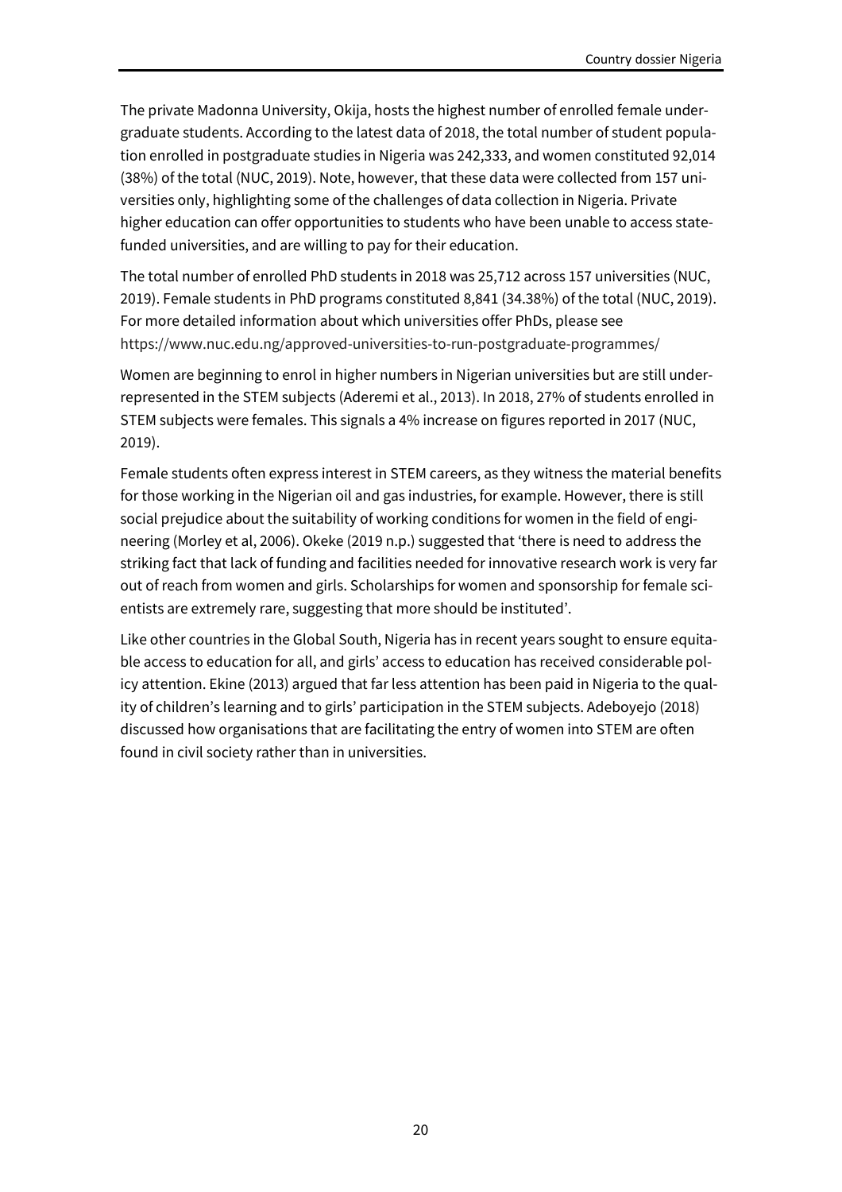The private Madonna University, Okija, hosts the highest number of enrolled female undergraduate students. According to the latest data of 2018, the total number of student population enrolled in postgraduate studies in Nigeria was 242,333, and women constituted 92,014 (38%) of the total (NUC, 2019). Note, however, that these data were collected from 157 universities only, highlighting some of the challenges of data collection in Nigeria. Private higher education can offer opportunities to students who have been unable to access state-funded universities, and are willing to pay for their education.

The total number of enrolled PhD students in 2018 was 25,712 across 157 universities (NUC, 2019). Female students in PhD programs constituted 8,841 (34.38%) of the total (NUC, 2019). For more detailed information about which universities offer PhDs, please see https://www.nuc.edu.ng/approved-universities-to-run-postgraduate-programmes/

Women are beginning to enrol in higher numbers in Nigerian universities but are still underrepresented in the STEM subjects (Aderemi et al., 2013). In 2018, 27% of students enrolled in STEM subjects were females. This signals a 4% increase on figures reported in 2017 (NUC, 2019).

Female students often express interest in STEM careers, as they witness the material benefits for those working in the Nigerian oil and gas industries, for example. However, there is still social prejudice about the suitability of working conditions for women in the field of engineering (Morley et al, 2006). Okeke (2019 n.p.) suggested that 'there is need to address the striking fact that lack of funding and facilities needed for innovative research work is very far out of reach from women and girls. Scholarships for women and sponsorship for female scientists are extremely rare, suggesting that more should be instituted'.

Like other countries in the Global South, Nigeria has in recent years sought to ensure equitable access to education for all, and girls' access to education has received considerable policy attention. Ekine (2013) argued that far less attention has been paid in Nigeria to the quality of children's learning and to girls' participation in the STEM subjects. Adeboyejo (2018) discussed how organisations that are facilitating the entry of women into STEM are often found in civil society rather than in universities.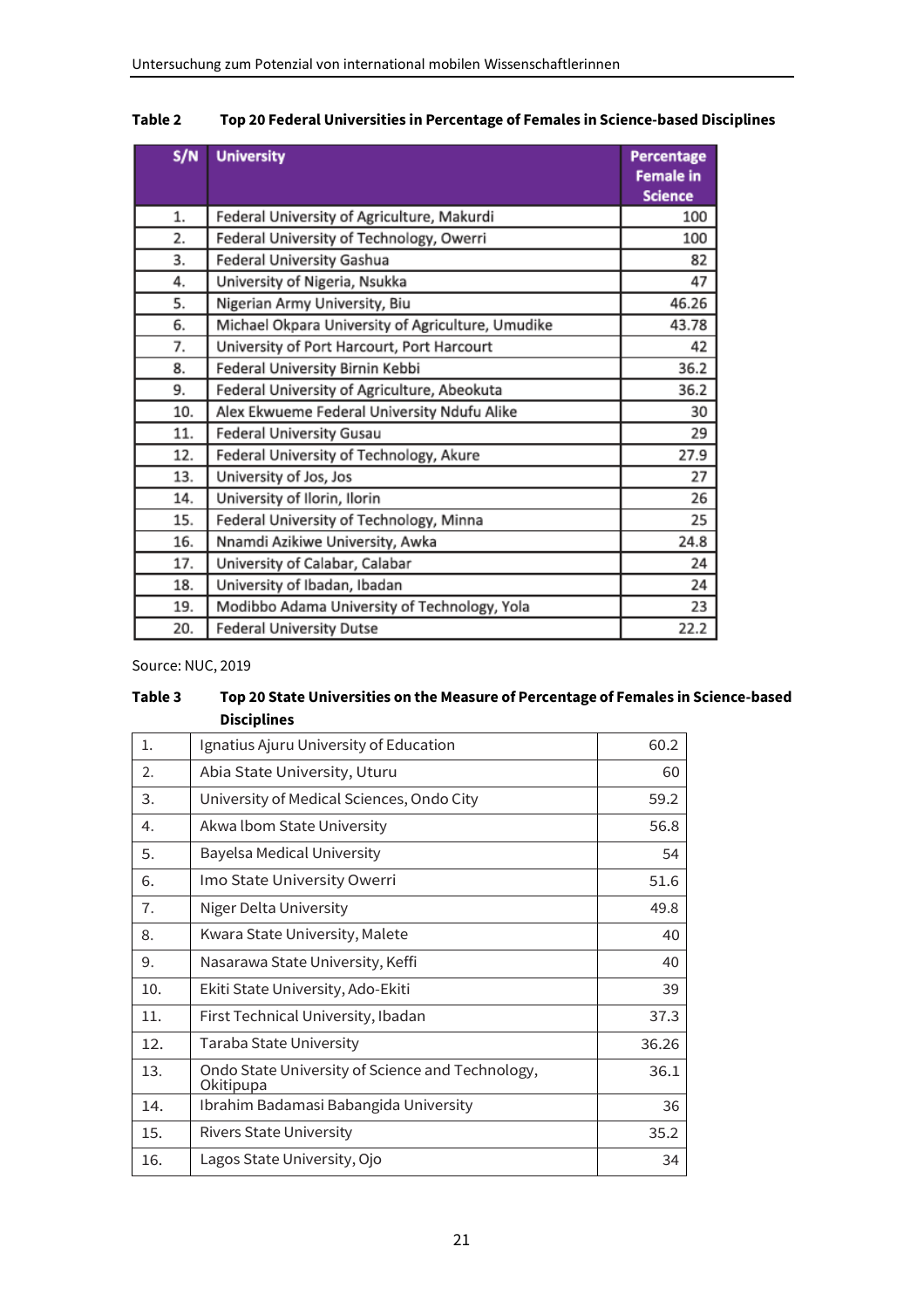**Table 2 Top 20 Federal Universities in Percentage of Females in Science-based Disciplines**

| S/N | University | Percentage Female in Science |
|---|---|---|
| 1. | Federal University of Agriculture, Makurdi | 100 |
| 2. | Federal University of Technology, Owerri | 100 |
| 3. | Federal University Gashua | 82 |
| 4. | University of Nigeria, Nsukka | 47 |
| 5. | Nigerian Army University, Biu | 46.26 |
| 6. | Michael Okpara University of Agriculture, Umudike | 43.78 |
| 7. | University of Port Harcourt, Port Harcourt | 42 |
| 8. | Federal University Birnin Kebbi | 36.2 |
| 9. | Federal University of Agriculture, Abeokuta | 36.2 |
| 10. | Alex Ekwueme Federal University Ndufu Alike | 30 |
| 11. | Federal University Gusau | 29 |
| 12. | Federal University of Technology, Akure | 27.9 |
| 13. | University of Jos, Jos | 27 |
| 14. | University of Ilorin, Ilorin | 26 |
| 15. | Federal University of Technology, Minna | 25 |
| 16. | Nnamdi Azikiwe University, Awka | 24.8 |
| 17. | University of Calabar, Calabar | 24 |
| 18. | University of Ibadan, Ibadan | 24 |
| 19. | Modibbo Adama University of Technology, Yola | 23 |
| 20. | Federal University Dutse | 22.2 |

Source: NUC, 2019

**Table 3 Top 20 State Universities on the Measure of Percentage of Females in Science-based Disciplines**

| | | |
|---|---|---|
| 1. | Ignatius Ajuru University of Education | 60.2 |
| 2. | Abia State University, Uturu | 60 |
| 3. | University of Medical Sciences, Ondo City | 59.2 |
| 4. | Akwa lbom State University | 56.8 |
| 5. | Bayelsa Medical University | 54 |
| 6. | Imo State University Owerri | 51.6 |
| 7. | Niger Delta University | 49.8 |
| 8. | Kwara State University, Malete | 40 |
| 9. | Nasarawa State University, Keffi | 40 |
| 10. | Ekiti State University, Ado-Ekiti | 39 |
| 11. | First Technical University, Ibadan | 37.3 |
| 12. | Taraba State University | 36.26 |
| 13. | Ondo State University of Science and Technology, Okitipupa | 36.1 |
| 14. | Ibrahim Badamasi Babangida University | 36 |
| 15. | Rivers State University | 35.2 |
| 16. | Lagos State University, Ojo | 34 |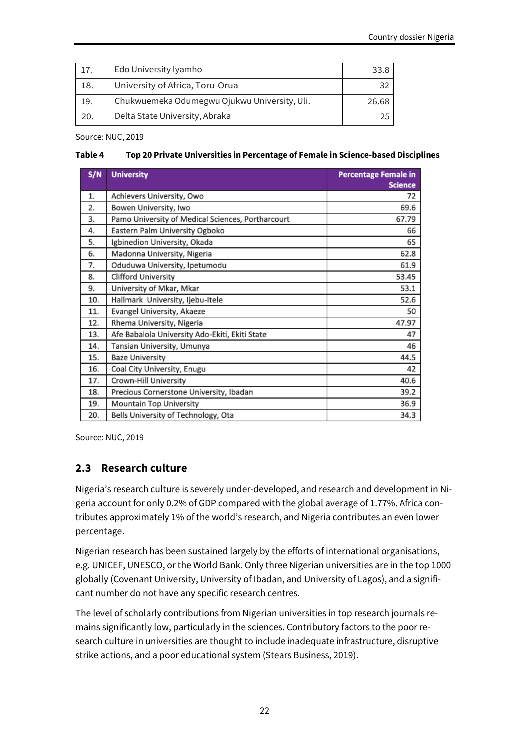| 17. | Edo University Iyamho | 33.8 |
|---|---|---|
| 18. | University of Africa, Toru-Orua | 32 |
| 19. | Chukwuemeka Odumegwu Ojukwu University, Uli. | 26.68 |
| 20. | Delta State University, Abraka | 25 |

Source: NUC, 2019

**Table 4 Top 20 Private Universities in Percentage of Female in Science-based Disciplines**

| S/N | University | Percentage Female in Science |
|---|---|---|
| 1. | Achievers University, Owo | 72 |
| 2. | Bowen University, Iwo | 69.6 |
| 3. | Pamo University of Medical Sciences, Portharcourt | 67.79 |
| 4. | Eastern Palm University Ogboko | 66 |
| 5. | Igbinedion University, Okada | 65 |
| 6. | Madonna University, Nigeria | 62.8 |
| 7. | Oduduwa University, Ipetumodu | 61.9 |
| 8. | Clifford University | 53.45 |
| 9. | University of Mkar, Mkar | 53.1 |
| 10. | Hallmark University, Ijebu-Itele | 52.6 |
| 11. | Evangel University, Akaeze | 50 |
| 12. | Rhema University, Nigeria | 47.97 |
| 13. | Afe Babalola University Ado-Ekiti, Ekiti State | 47 |
| 14. | Tansian University, Umunya | 46 |
| 15. | Baze University | 44.5 |
| 16. | Coal City University, Enugu | 42 |
| 17. | Crown-Hill University | 40.6 |
| 18. | Precious Cornerstone University, Ibadan | 39.2 |
| 19. | Mountain Top University | 36.9 |
| 20. | Bells University of Technology, Ota | 34.3 |

Source: NUC, 2019

## 2.3 Research culture

Nigeria's research culture is severely under-developed, and research and development in Nigeria account for only 0.2% of GDP compared with the global average of 1.77%. Africa contributes approximately 1% of the world's research, and Nigeria contributes an even lower percentage.

Nigerian research has been sustained largely by the efforts of international organisations, e.g. UNICEF, UNESCO, or the World Bank. Only three Nigerian universities are in the top 1000 globally (Covenant University, University of Ibadan, and University of Lagos), and a significant number do not have any specific research centres.

The level of scholarly contributions from Nigerian universities in top research journals remains significantly low, particularly in the sciences. Contributory factors to the poor research culture in universities are thought to include inadequate infrastructure, disruptive strike actions, and a poor educational system (Stears Business, 2019).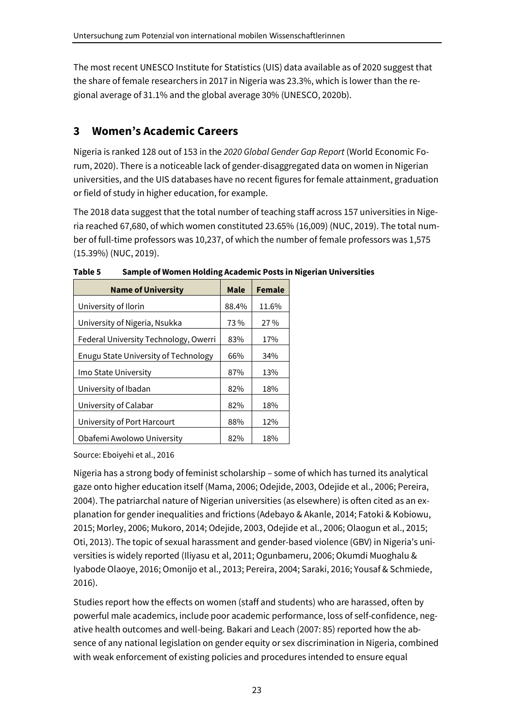The most recent UNESCO Institute for Statistics (UIS) data available as of 2020 suggest that the share of female researchers in 2017 in Nigeria was 23.3%, which is lower than the regional average of 31.1% and the global average 30% (UNESCO, 2020b).

## 3 Women's Academic Careers

Nigeria is ranked 128 out of 153 in the *2020 Global Gender Gap Report* (World Economic Forum, 2020). There is a noticeable lack of gender-disaggregated data on women in Nigerian universities, and the UIS databases have no recent figures for female attainment, graduation or field of study in higher education, for example.

The 2018 data suggest that the total number of teaching staff across 157 universities in Nigeria reached 67,680, of which women constituted 23.65% (16,009) (NUC, 2019). The total number of full-time professors was 10,237, of which the number of female professors was 1,575 (15.39%) (NUC, 2019).

**Table 5 Sample of Women Holding Academic Posts in Nigerian Universities**

| Name of University | Male | Female |
|---|---|---|
| University of Ilorin | 88.4% | 11.6% |
| University of Nigeria, Nsukka | 73 % | 27 % |
| Federal University Technology, Owerri | 83% | 17% |
| Enugu State University of Technology | 66% | 34% |
| Imo State University | 87% | 13% |
| University of Ibadan | 82% | 18% |
| University of Calabar | 82% | 18% |
| University of Port Harcourt | 88% | 12% |
| Obafemi Awolowo University | 82% | 18% |

Source: Eboiyehi et al., 2016

Nigeria has a strong body of feminist scholarship – some of which has turned its analytical gaze onto higher education itself (Mama, 2006; Odejide, 2003, Odejide et al., 2006; Pereira, 2004). The patriarchal nature of Nigerian universities (as elsewhere) is often cited as an explanation for gender inequalities and frictions (Adebayo & Akanle, 2014; Fatoki & Kobiowu, 2015; Morley, 2006; Mukoro, 2014; Odejide, 2003, Odejide et al., 2006; Olaogun et al., 2015; Oti, 2013). The topic of sexual harassment and gender-based violence (GBV) in Nigeria's universities is widely reported (Iliyasu et al, 2011; Ogunbameru, 2006; Okumdi Muoghalu & Iyabode Olaoye, 2016; Omonijo et al., 2013; Pereira, 2004; Saraki, 2016; Yousaf & Schmiede, 2016).

Studies report how the effects on women (staff and students) who are harassed, often by powerful male academics, include poor academic performance, loss of self-confidence, negative health outcomes and well-being. Bakari and Leach (2007: 85) reported how the absence of any national legislation on gender equity or sex discrimination in Nigeria, combined with weak enforcement of existing policies and procedures intended to ensure equal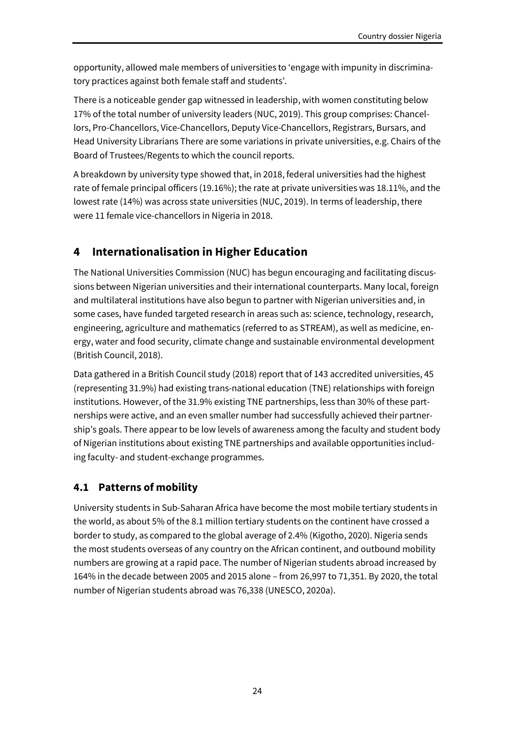opportunity, allowed male members of universities to 'engage with impunity in discriminatory practices against both female staff and students'.

There is a noticeable gender gap witnessed in leadership, with women constituting below 17% of the total number of university leaders (NUC, 2019). This group comprises: Chancellors, Pro-Chancellors, Vice-Chancellors, Deputy Vice-Chancellors, Registrars, Bursars, and Head University Librarians There are some variations in private universities, e.g. Chairs of the Board of Trustees/Regents to which the council reports.

A breakdown by university type showed that, in 2018, federal universities had the highest rate of female principal officers (19.16%); the rate at private universities was 18.11%, and the lowest rate (14%) was across state universities (NUC, 2019). In terms of leadership, there were 11 female vice-chancellors in Nigeria in 2018.

## 4 Internationalisation in Higher Education

The National Universities Commission (NUC) has begun encouraging and facilitating discussions between Nigerian universities and their international counterparts. Many local, foreign and multilateral institutions have also begun to partner with Nigerian universities and, in some cases, have funded targeted research in areas such as: science, technology, research, engineering, agriculture and mathematics (referred to as STREAM), as well as medicine, energy, water and food security, climate change and sustainable environmental development (British Council, 2018).

Data gathered in a British Council study (2018) report that of 143 accredited universities, 45 (representing 31.9%) had existing trans-national education (TNE) relationships with foreign institutions. However, of the 31.9% existing TNE partnerships, less than 30% of these partnerships were active, and an even smaller number had successfully achieved their partnership's goals. There appear to be low levels of awareness among the faculty and student body of Nigerian institutions about existing TNE partnerships and available opportunities including faculty- and student-exchange programmes.

### 4.1 Patterns of mobility

University students in Sub-Saharan Africa have become the most mobile tertiary students in the world, as about 5% of the 8.1 million tertiary students on the continent have crossed a border to study, as compared to the global average of 2.4% (Kigotho, 2020). Nigeria sends the most students overseas of any country on the African continent, and outbound mobility numbers are growing at a rapid pace. The number of Nigerian students abroad increased by 164% in the decade between 2005 and 2015 alone – from 26,997 to 71,351. By 2020, the total number of Nigerian students abroad was 76,338 (UNESCO, 2020a).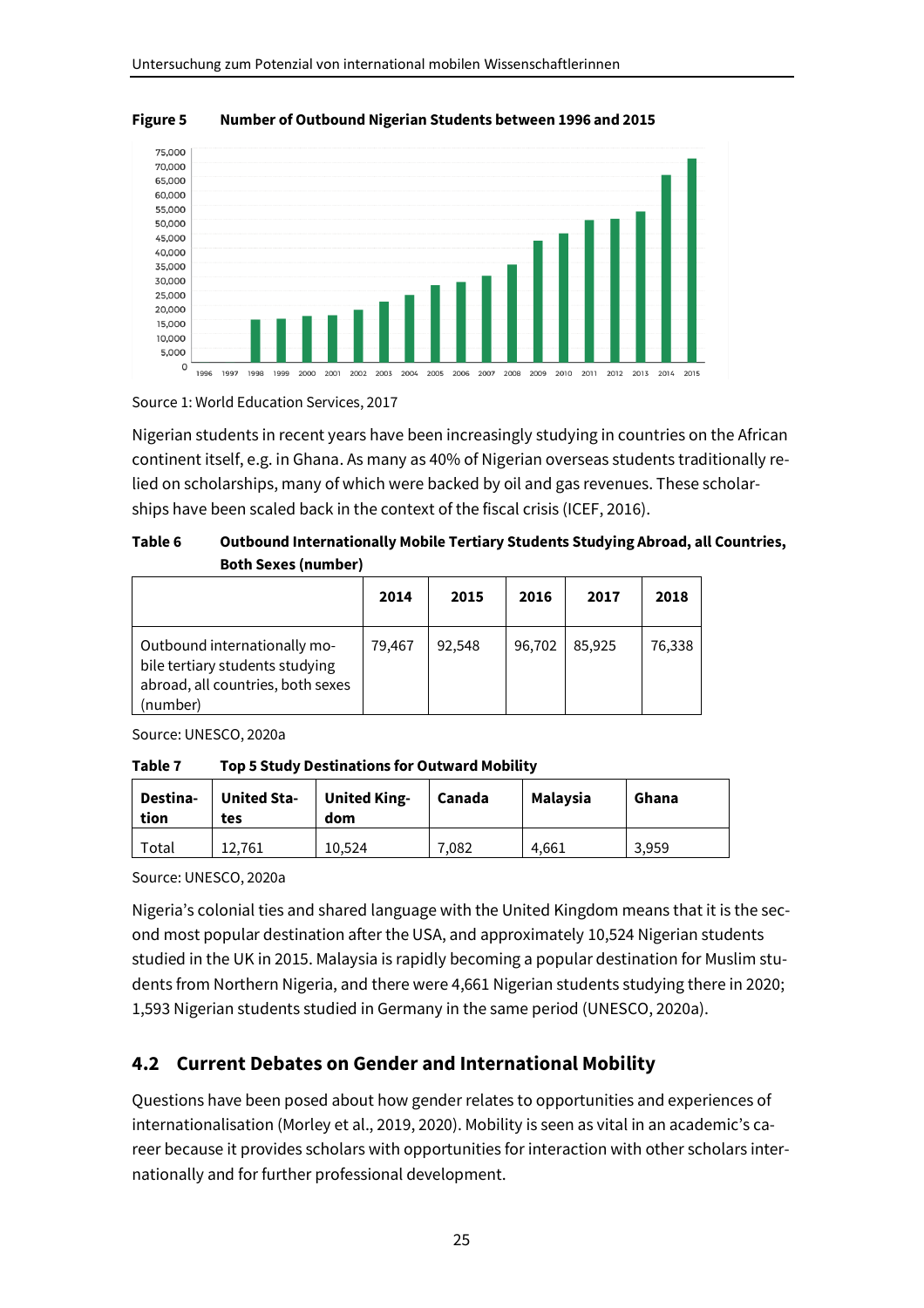**Figure 5  Number of Outbound Nigerian Students between 1996 and 2015**

Source 1: World Education Services, 2017

Nigerian students in recent years have been increasingly studying in countries on the African continent itself, e.g. in Ghana. As many as 40% of Nigerian overseas students traditionally relied on scholarships, many of which were backed by oil and gas revenues. These scholarships have been scaled back in the context of the fiscal crisis (ICEF, 2016).

**Table 6  Outbound Internationally Mobile Tertiary Students Studying Abroad, all Countries, Both Sexes (number)**

| | 2014 | 2015 | 2016 | 2017 | 2018 |
|---|---|---|---|---|---|
| Outbound internationally mobile tertiary students studying abroad, all countries, both sexes (number) | 79,467 | 92,548 | 96,702 | 85,925 | 76,338 |

Source: UNESCO, 2020a

**Table 7  Top 5 Study Destinations for Outward Mobility**

| Destination | United States | United Kingdom | Canada | Malaysia | Ghana |
|---|---|---|---|---|---|
| Total | 12,761 | 10,524 | 7,082 | 4,661 | 3,959 |

Source: UNESCO, 2020a

Nigeria's colonial ties and shared language with the United Kingdom means that it is the second most popular destination after the USA, and approximately 10,524 Nigerian students studied in the UK in 2015. Malaysia is rapidly becoming a popular destination for Muslim students from Northern Nigeria, and there were 4,661 Nigerian students studying there in 2020; 1,593 Nigerian students studied in Germany in the same period (UNESCO, 2020a).

## 4.2 Current Debates on Gender and International Mobility

Questions have been posed about how gender relates to opportunities and experiences of internationalisation (Morley et al., 2019, 2020). Mobility is seen as vital in an academic's career because it provides scholars with opportunities for interaction with other scholars internationally and for further professional development.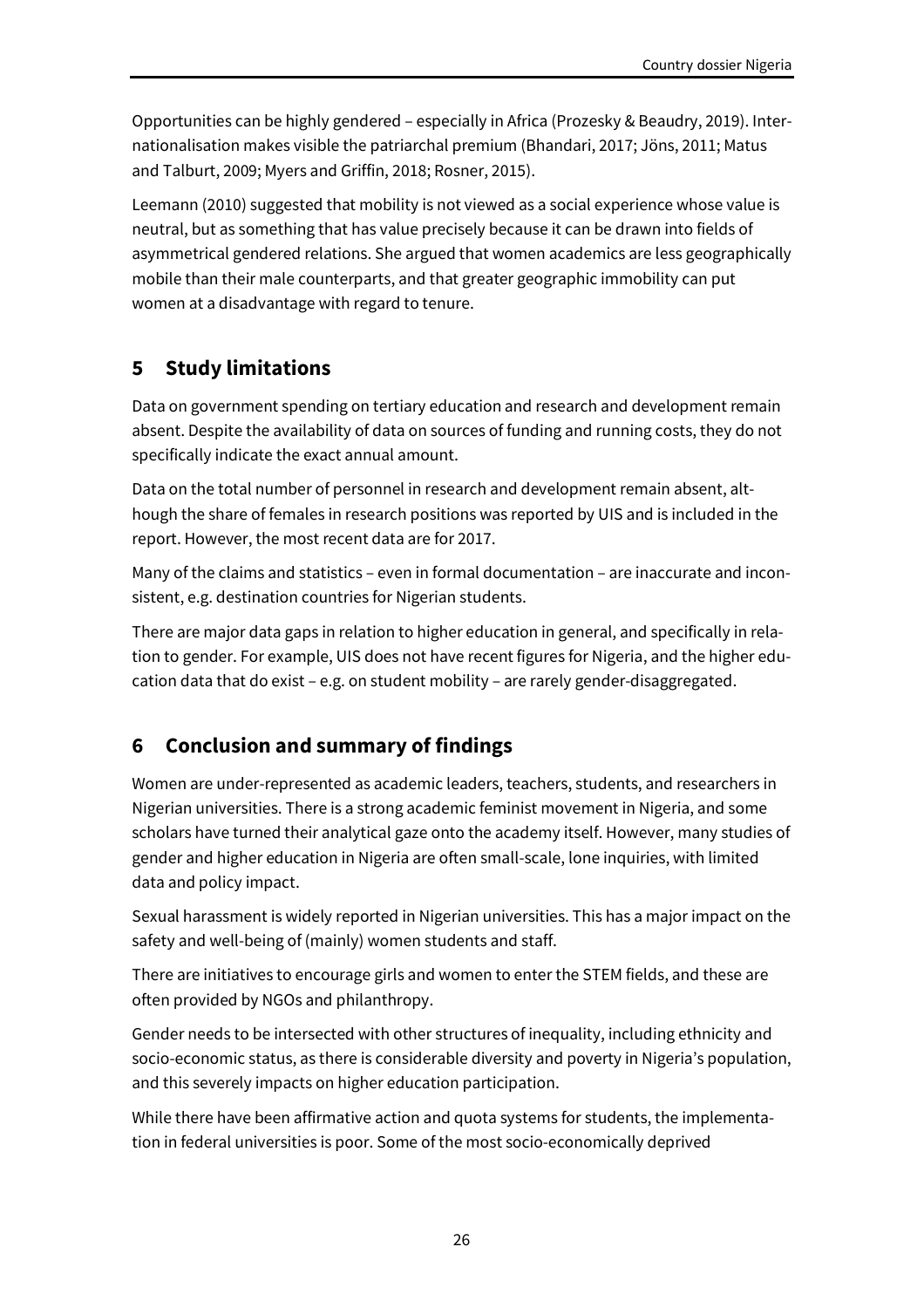Opportunities can be highly gendered – especially in Africa (Prozesky & Beaudry, 2019). Internationalisation makes visible the patriarchal premium (Bhandari, 2017; Jöns, 2011; Matus and Talburt, 2009; Myers and Griffin, 2018; Rosner, 2015).

Leemann (2010) suggested that mobility is not viewed as a social experience whose value is neutral, but as something that has value precisely because it can be drawn into fields of asymmetrical gendered relations. She argued that women academics are less geographically mobile than their male counterparts, and that greater geographic immobility can put women at a disadvantage with regard to tenure.

## 5 Study limitations

Data on government spending on tertiary education and research and development remain absent. Despite the availability of data on sources of funding and running costs, they do not specifically indicate the exact annual amount.

Data on the total number of personnel in research and development remain absent, although the share of females in research positions was reported by UIS and is included in the report. However, the most recent data are for 2017.

Many of the claims and statistics – even in formal documentation – are inaccurate and inconsistent, e.g. destination countries for Nigerian students.

There are major data gaps in relation to higher education in general, and specifically in relation to gender. For example, UIS does not have recent figures for Nigeria, and the higher education data that do exist – e.g. on student mobility – are rarely gender-disaggregated.

## 6 Conclusion and summary of findings

Women are under-represented as academic leaders, teachers, students, and researchers in Nigerian universities. There is a strong academic feminist movement in Nigeria, and some scholars have turned their analytical gaze onto the academy itself. However, many studies of gender and higher education in Nigeria are often small-scale, lone inquiries, with limited data and policy impact.

Sexual harassment is widely reported in Nigerian universities. This has a major impact on the safety and well-being of (mainly) women students and staff.

There are initiatives to encourage girls and women to enter the STEM fields, and these are often provided by NGOs and philanthropy.

Gender needs to be intersected with other structures of inequality, including ethnicity and socio-economic status, as there is considerable diversity and poverty in Nigeria's population, and this severely impacts on higher education participation.

While there have been affirmative action and quota systems for students, the implementation in federal universities is poor. Some of the most socio-economically deprived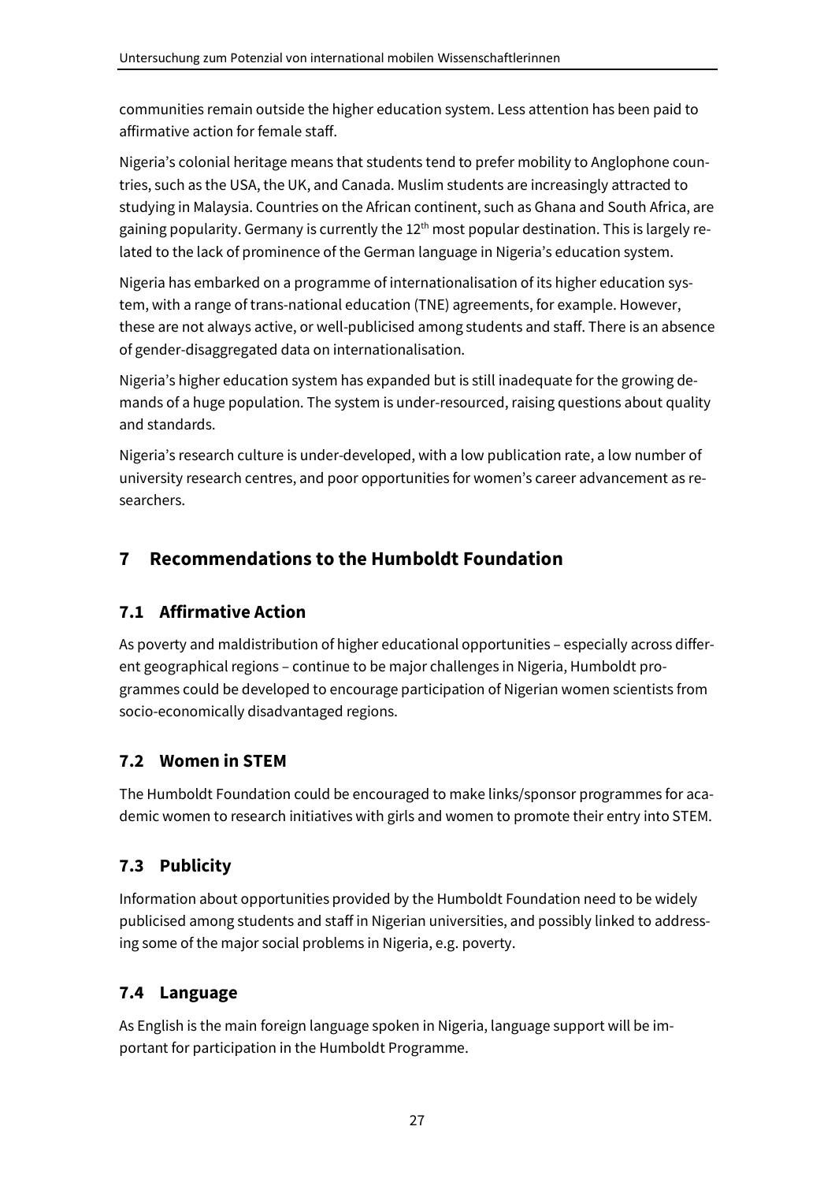communities remain outside the higher education system. Less attention has been paid to affirmative action for female staff.

Nigeria's colonial heritage means that students tend to prefer mobility to Anglophone countries, such as the USA, the UK, and Canada. Muslim students are increasingly attracted to studying in Malaysia. Countries on the African continent, such as Ghana and South Africa, are gaining popularity. Germany is currently the 12th most popular destination. This is largely related to the lack of prominence of the German language in Nigeria's education system.

Nigeria has embarked on a programme of internationalisation of its higher education system, with a range of trans-national education (TNE) agreements, for example. However, these are not always active, or well-publicised among students and staff. There is an absence of gender-disaggregated data on internationalisation.

Nigeria's higher education system has expanded but is still inadequate for the growing demands of a huge population. The system is under-resourced, raising questions about quality and standards.

Nigeria's research culture is under-developed, with a low publication rate, a low number of university research centres, and poor opportunities for women's career advancement as researchers.

# 7 Recommendations to the Humboldt Foundation

## 7.1 Affirmative Action

As poverty and maldistribution of higher educational opportunities – especially across different geographical regions – continue to be major challenges in Nigeria, Humboldt programmes could be developed to encourage participation of Nigerian women scientists from socio-economically disadvantaged regions.

## 7.2 Women in STEM

The Humboldt Foundation could be encouraged to make links/sponsor programmes for academic women to research initiatives with girls and women to promote their entry into STEM.

## 7.3 Publicity

Information about opportunities provided by the Humboldt Foundation need to be widely publicised among students and staff in Nigerian universities, and possibly linked to addressing some of the major social problems in Nigeria, e.g. poverty.

## 7.4 Language

As English is the main foreign language spoken in Nigeria, language support will be important for participation in the Humboldt Programme.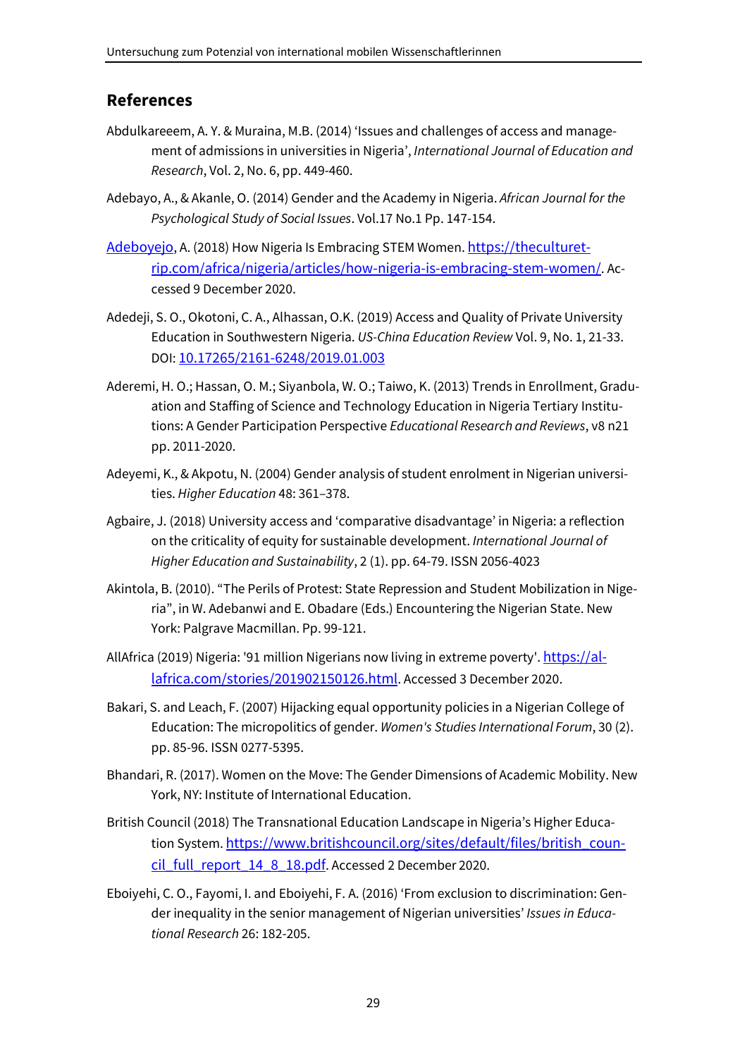## References

Abdulkareeem, A. Y. & Muraina, M.B. (2014) 'Issues and challenges of access and management of admissions in universities in Nigeria', *International Journal of Education and Research*, Vol. 2, No. 6, pp. 449-460.

Adebayo, A., & Akanle, O. (2014) Gender and the Academy in Nigeria. *African Journal for the Psychological Study of Social Issues*. Vol.17 No.1 Pp. 147-154.

Adeboyejo, A. (2018) How Nigeria Is Embracing STEM Women. https://theculturetrip.com/africa/nigeria/articles/how-nigeria-is-embracing-stem-women/. Accessed 9 December 2020.

Adedeji, S. O., Okotoni, C. A., Alhassan, O.K. (2019) Access and Quality of Private University Education in Southwestern Nigeria. *US-China Education Review* Vol. 9, No. 1, 21-33. DOI: 10.17265/2161-6248/2019.01.003

Aderemi, H. O.; Hassan, O. M.; Siyanbola, W. O.; Taiwo, K. (2013) Trends in Enrollment, Graduation and Staffing of Science and Technology Education in Nigeria Tertiary Institutions: A Gender Participation Perspective *Educational Research and Reviews*, v8 n21 pp. 2011-2020.

Adeyemi, K., & Akpotu, N. (2004) Gender analysis of student enrolment in Nigerian universities. *Higher Education* 48: 361–378.

Agbaire, J. (2018) University access and 'comparative disadvantage' in Nigeria: a reflection on the criticality of equity for sustainable development. *International Journal of Higher Education and Sustainability*, 2 (1). pp. 64-79. ISSN 2056-4023

Akintola, B. (2010). "The Perils of Protest: State Repression and Student Mobilization in Nigeria", in W. Adebanwi and E. Obadare (Eds.) Encountering the Nigerian State. New York: Palgrave Macmillan. Pp. 99-121.

AllAfrica (2019) Nigeria: '91 million Nigerians now living in extreme poverty'. https://allafrica.com/stories/201902150126.html. Accessed 3 December 2020.

Bakari, S. and Leach, F. (2007) Hijacking equal opportunity policies in a Nigerian College of Education: The micropolitics of gender. *Women's Studies International Forum*, 30 (2). pp. 85-96. ISSN 0277-5395.

Bhandari, R. (2017). Women on the Move: The Gender Dimensions of Academic Mobility. New York, NY: Institute of International Education.

British Council (2018) The Transnational Education Landscape in Nigeria's Higher Education System. https://www.britishcouncil.org/sites/default/files/british_council_full_report_14_8_18.pdf. Accessed 2 December 2020.

Eboiyehi, C. O., Fayomi, I. and Eboiyehi, F. A. (2016) 'From exclusion to discrimination: Gender inequality in the senior management of Nigerian universities' *Issues in Educational Research* 26: 182-205.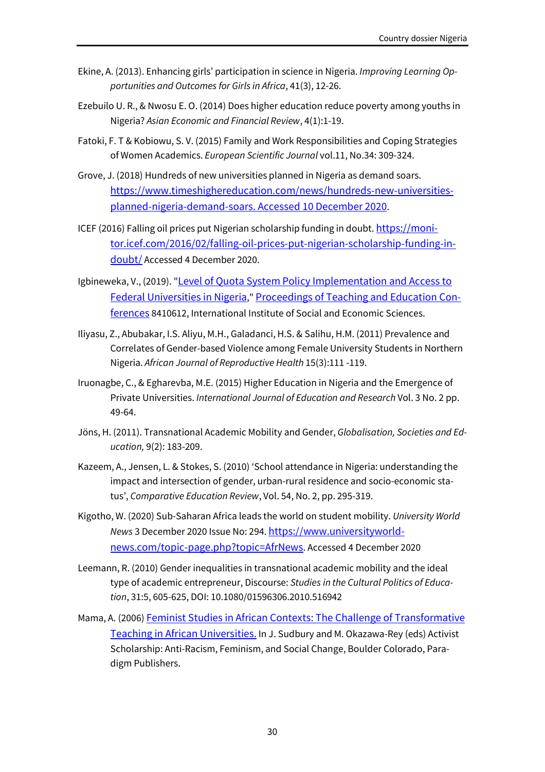Ekine, A. (2013). Enhancing girls' participation in science in Nigeria. *Improving Learning Opportunities and Outcomes for Girls in Africa*, 41(3), 12-26.

Ezebuilo U. R., & Nwosu E. O. (2014) Does higher education reduce poverty among youths in Nigeria? *Asian Economic and Financial Review*, 4(1):1-19.

Fatoki, F. T & Kobiowu, S. V. (2015) Family and Work Responsibilities and Coping Strategies of Women Academics. *European Scientific Journal* vol.11, No.34: 309-324.

Grove, J. (2018) Hundreds of new universities planned in Nigeria as demand soars. [https://www.timeshighereducation.com/news/hundreds-new-universities-planned-nigeria-demand-soars. Accessed 10 December 2020](https://www.timeshighereducation.com/news/hundreds-new-universities-planned-nigeria-demand-soars).

ICEF (2016) Falling oil prices put Nigerian scholarship funding in doubt. [https://monitor.icef.com/2016/02/falling-oil-prices-put-nigerian-scholarship-funding-in-doubt/](https://monitor.icef.com/2016/02/falling-oil-prices-put-nigerian-scholarship-funding-in-doubt/) Accessed 4 December 2020.

Igbineweka, V., (2019). "Level of Quota System Policy Implementation and Access to Federal Universities in Nigeria," Proceedings of Teaching and Education Conferences 8410612, International Institute of Social and Economic Sciences.

Iliyasu, Z., Abubakar, I.S. Aliyu, M.H., Galadanci, H.S. & Salihu, H.M. (2011) Prevalence and Correlates of Gender-based Violence among Female University Students in Northern Nigeria. *African Journal of Reproductive Health* 15(3):111 -119.

Iruonagbe, C., & Egharevba, M.E. (2015) Higher Education in Nigeria and the Emergence of Private Universities. *International Journal of Education and Research* Vol. 3 No. 2 pp. 49-64.

Jöns, H. (2011). Transnational Academic Mobility and Gender, *Globalisation, Societies and Education,* 9(2): 183-209.

Kazeem, A., Jensen, L. & Stokes, S. (2010) 'School attendance in Nigeria: understanding the impact and intersection of gender, urban-rural residence and socio-economic status', *Comparative Education Review*, Vol. 54, No. 2, pp. 295-319.

Kigotho, W. (2020) Sub-Saharan Africa leads the world on student mobility. *University World News* 3 December 2020 Issue No: 294. [https://www.universityworldnews.com/topic-page.php?topic=AfrNews](https://www.universityworldnews.com/topic-page.php?topic=AfrNews). Accessed 4 December 2020

Leemann, R. (2010) Gender inequalities in transnational academic mobility and the ideal type of academic entrepreneur, Discourse: *Studies in the Cultural Politics of Education*, 31:5, 605-625, DOI: 10.1080/01596306.2010.516942

Mama, A. (2006) Feminist Studies in African Contexts: The Challenge of Transformative Teaching in African Universities. In J. Sudbury and M. Okazawa-Rey (eds) Activist Scholarship: Anti-Racism, Feminism, and Social Change, Boulder Colorado, Paradigm Publishers.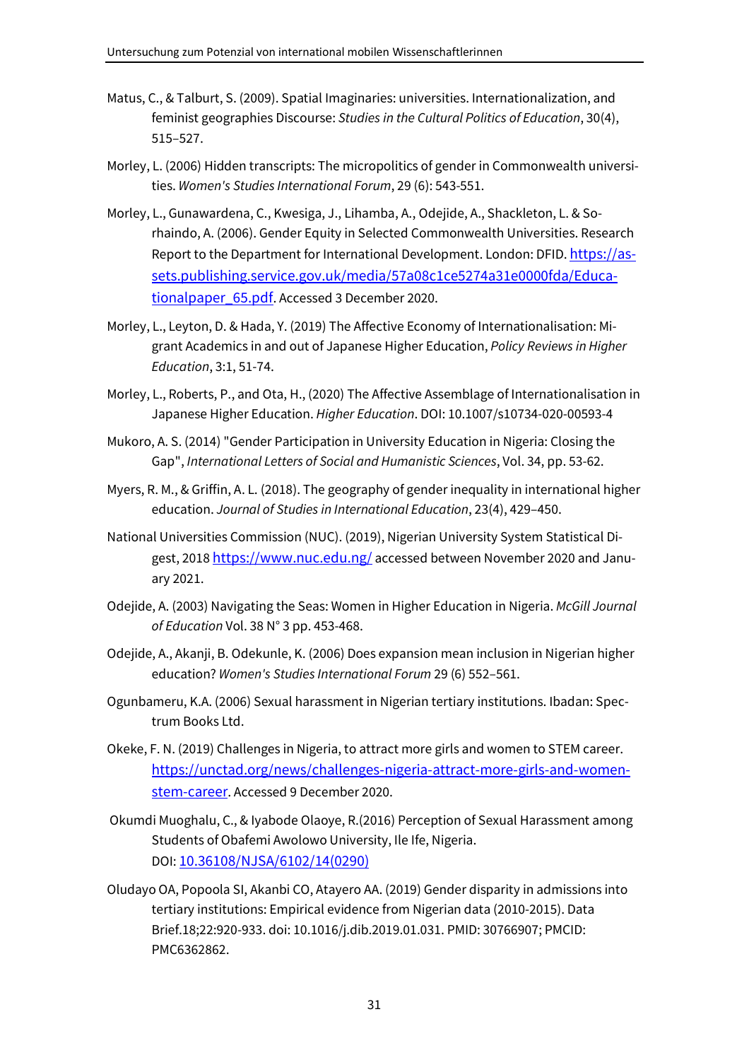Matus, C., & Talburt, S. (2009). Spatial Imaginaries: universities. Internationalization, and feminist geographies Discourse: *Studies in the Cultural Politics of Education*, 30(4), 515–527.

Morley, L. (2006) Hidden transcripts: The micropolitics of gender in Commonwealth universities. *Women's Studies International Forum*, 29 (6): 543-551.

Morley, L., Gunawardena, C., Kwesiga, J., Lihamba, A., Odejide, A., Shackleton, L. & Sorhaindo, A. (2006). Gender Equity in Selected Commonwealth Universities. Research Report to the Department for International Development. London: DFID. [https://assets.publishing.service.gov.uk/media/57a08c1ce5274a31e0000fda/Educationalpaper_65.pdf](https://assets.publishing.service.gov.uk/media/57a08c1ce5274a31e0000fda/Educationalpaper_65.pdf). Accessed 3 December 2020.

Morley, L., Leyton, D. & Hada, Y. (2019) The Affective Economy of Internationalisation: Migrant Academics in and out of Japanese Higher Education, *Policy Reviews in Higher Education*, 3:1, 51-74.

Morley, L., Roberts, P., and Ota, H., (2020) The Affective Assemblage of Internationalisation in Japanese Higher Education. *Higher Education*. DOI: 10.1007/s10734-020-00593-4

Mukoro, A. S. (2014) "Gender Participation in University Education in Nigeria: Closing the Gap", *International Letters of Social and Humanistic Sciences*, Vol. 34, pp. 53-62.

Myers, R. M., & Griffin, A. L. (2018). The geography of gender inequality in international higher education. *Journal of Studies in International Education*, 23(4), 429–450.

National Universities Commission (NUC). (2019), Nigerian University System Statistical Digest, 2018 [https://www.nuc.edu.ng/](https://www.nuc.edu.ng/) accessed between November 2020 and January 2021.

Odejide, A. (2003) Navigating the Seas: Women in Higher Education in Nigeria. *McGill Journal of Education* Vol. 38 N° 3 pp. 453-468.

Odejide, A., Akanji, B. Odekunle, K. (2006) Does expansion mean inclusion in Nigerian higher education? *Women's Studies International Forum* 29 (6) 552–561.

Ogunbameru, K.A. (2006) Sexual harassment in Nigerian tertiary institutions. Ibadan: Spectrum Books Ltd.

Okeke, F. N. (2019) Challenges in Nigeria, to attract more girls and women to STEM career. [https://unctad.org/news/challenges-nigeria-attract-more-girls-and-women-stem-career](https://unctad.org/news/challenges-nigeria-attract-more-girls-and-women-stem-career). Accessed 9 December 2020.

Okumdi Muoghalu, C., & Iyabode Olaoye, R.(2016) Perception of Sexual Harassment among Students of Obafemi Awolowo University, Ile Ife, Nigeria. DOI: [10.36108/NJSA/6102/14(0290)](10.36108/NJSA/6102/14(0290))

Oludayo OA, Popoola SI, Akanbi CO, Atayero AA. (2019) Gender disparity in admissions into tertiary institutions: Empirical evidence from Nigerian data (2010-2015). Data Brief.18;22:920-933. doi: 10.1016/j.dib.2019.01.031. PMID: 30766907; PMCID: PMC6362862.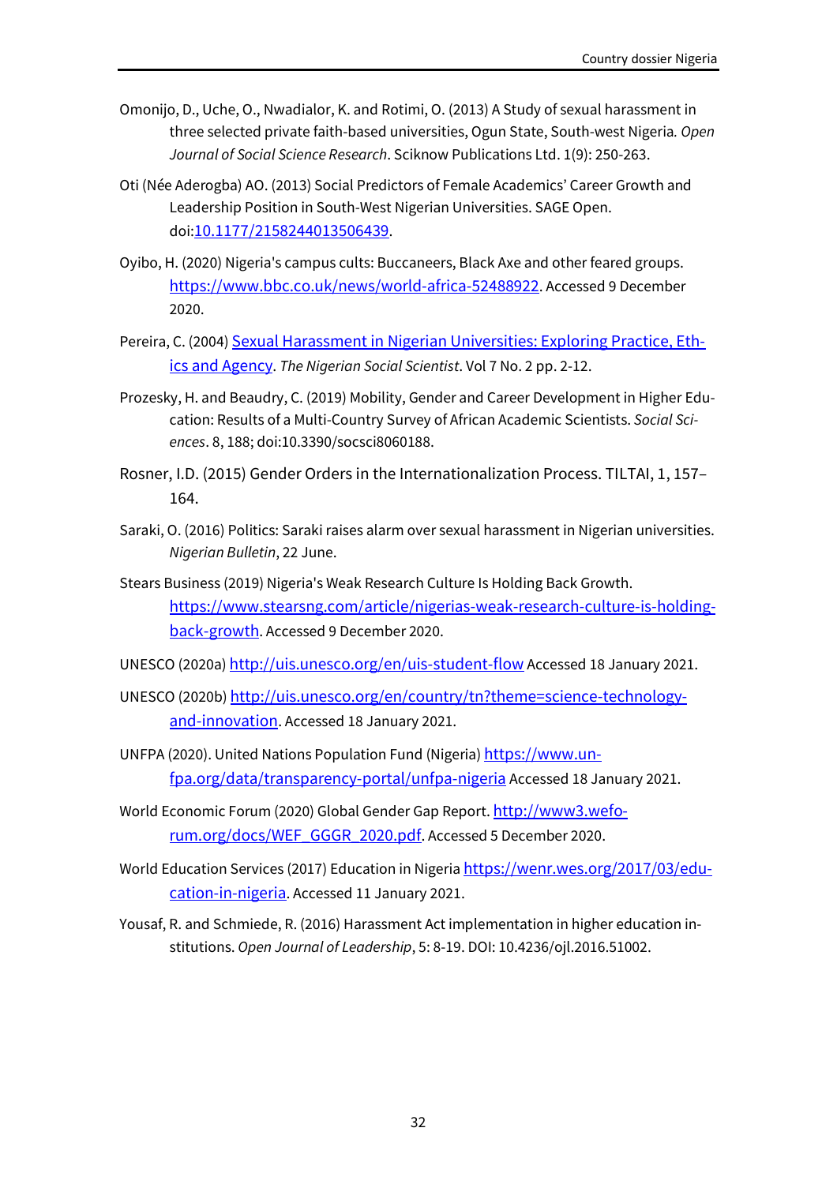Omonijo, D., Uche, O., Nwadialor, K. and Rotimi, O. (2013) A Study of sexual harassment in three selected private faith-based universities, Ogun State, South-west Nigeria. *Open Journal of Social Science Research*. Sciknow Publications Ltd. 1(9): 250-263.

Oti (Née Aderogba) AO. (2013) Social Predictors of Female Academics' Career Growth and Leadership Position in South-West Nigerian Universities. SAGE Open. doi:10.1177/2158244013506439.

Oyibo, H. (2020) Nigeria's campus cults: Buccaneers, Black Axe and other feared groups. https://www.bbc.co.uk/news/world-africa-52488922. Accessed 9 December 2020.

Pereira, C. (2004) Sexual Harassment in Nigerian Universities: Exploring Practice, Ethics and Agency. *The Nigerian Social Scientist*. Vol 7 No. 2 pp. 2-12.

Prozesky, H. and Beaudry, C. (2019) Mobility, Gender and Career Development in Higher Education: Results of a Multi-Country Survey of African Academic Scientists. *Social Sciences*. 8, 188; doi:10.3390/socsci8060188.

Rosner, I.D. (2015) Gender Orders in the Internationalization Process. TILTAI, 1, 157–164.

Saraki, O. (2016) Politics: Saraki raises alarm over sexual harassment in Nigerian universities. *Nigerian Bulletin*, 22 June.

Stears Business (2019) Nigeria's Weak Research Culture Is Holding Back Growth. https://www.stearsng.com/article/nigerias-weak-research-culture-is-holding-back-growth. Accessed 9 December 2020.

UNESCO (2020a) http://uis.unesco.org/en/uis-student-flow Accessed 18 January 2021.

UNESCO (2020b) http://uis.unesco.org/en/country/tn?theme=science-technology-and-innovation. Accessed 18 January 2021.

UNFPA (2020). United Nations Population Fund (Nigeria) https://www.unfpa.org/data/transparency-portal/unfpa-nigeria Accessed 18 January 2021.

World Economic Forum (2020) Global Gender Gap Report. http://www3.weforum.org/docs/WEF_GGGR_2020.pdf. Accessed 5 December 2020.

World Education Services (2017) Education in Nigeria https://wenr.wes.org/2017/03/education-in-nigeria. Accessed 11 January 2021.

Yousaf, R. and Schmiede, R. (2016) Harassment Act implementation in higher education institutions. *Open Journal of Leadership*, 5: 8-19. DOI: 10.4236/ojl.2016.51002.